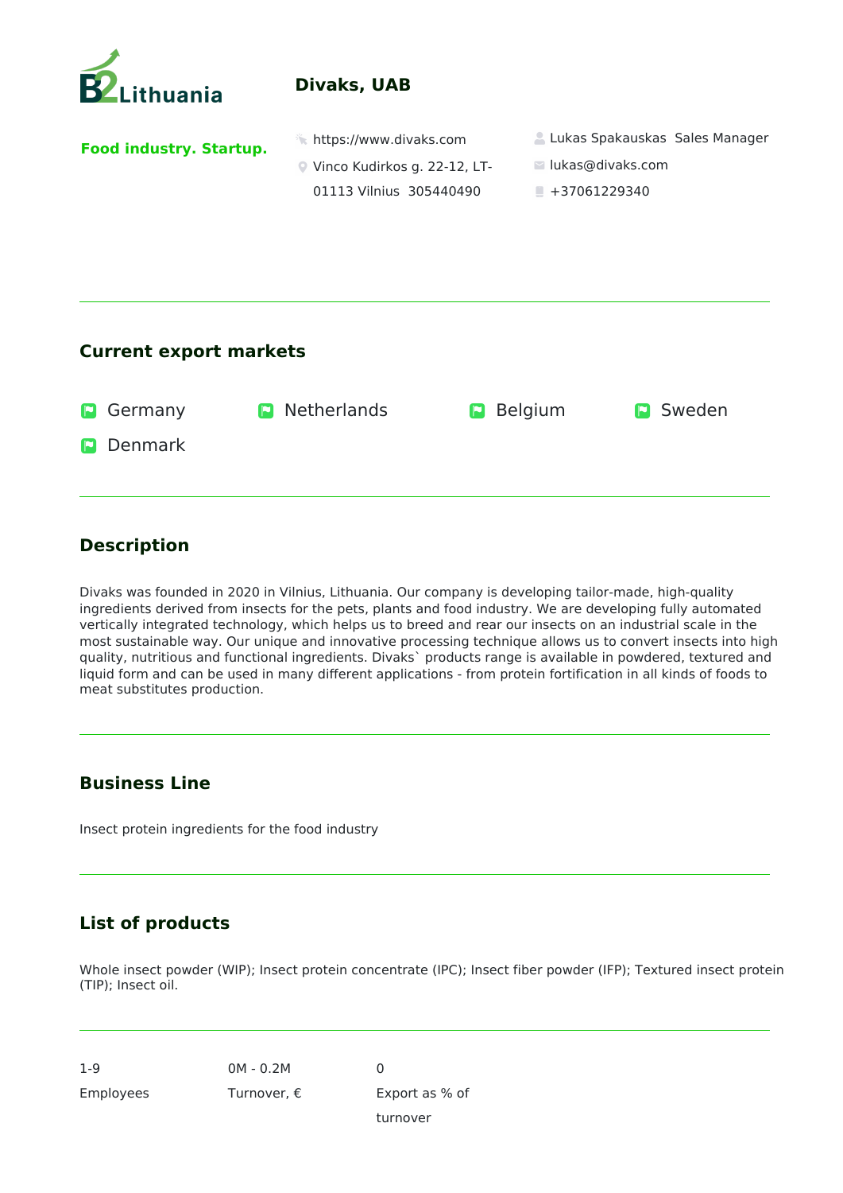B2Lithuania

# Divaks, UAB

**Food industry. Startup.**

https://www.divaks.com

Vinco Kudirkos g. 22-12, LT-01113 Vilnius 305440490

Lukas Spakauskas Sales Manager

lukas@divaks.com

+37061229340

## Current export markets

- Germany
- Netherlands
- Belgium
- Sweden
- Denmark

## Description

Divaks was founded in 2020 in Vilnius, Lithuania. Our company is developing tailor-made, high-quality ingredients derived from insects for the pets, plants and food industry. We are developing fully automated vertically integrated technology, which helps us to breed and rear our insects on an industrial scale in the most sustainable way. Our unique and innovative processing technique allows us to convert insects into high quality, nutritious and functional ingredients. Divaks` products range is available in powdered, textured and liquid form and can be used in many different applications - from protein fortification in all kinds of foods to meat substitutes production.

## Business Line

Insect protein ingredients for the food industry

## List of products

Whole insect powder (WIP); Insect protein concentrate (IPC); Insect fiber powder (IFP); Textured insect protein (TIP); Insect oil.

| 1-9 | 0M - 0.2M | 0 |
| --- | --- | --- |
| Employees | Turnover, € | Export as % of turnover |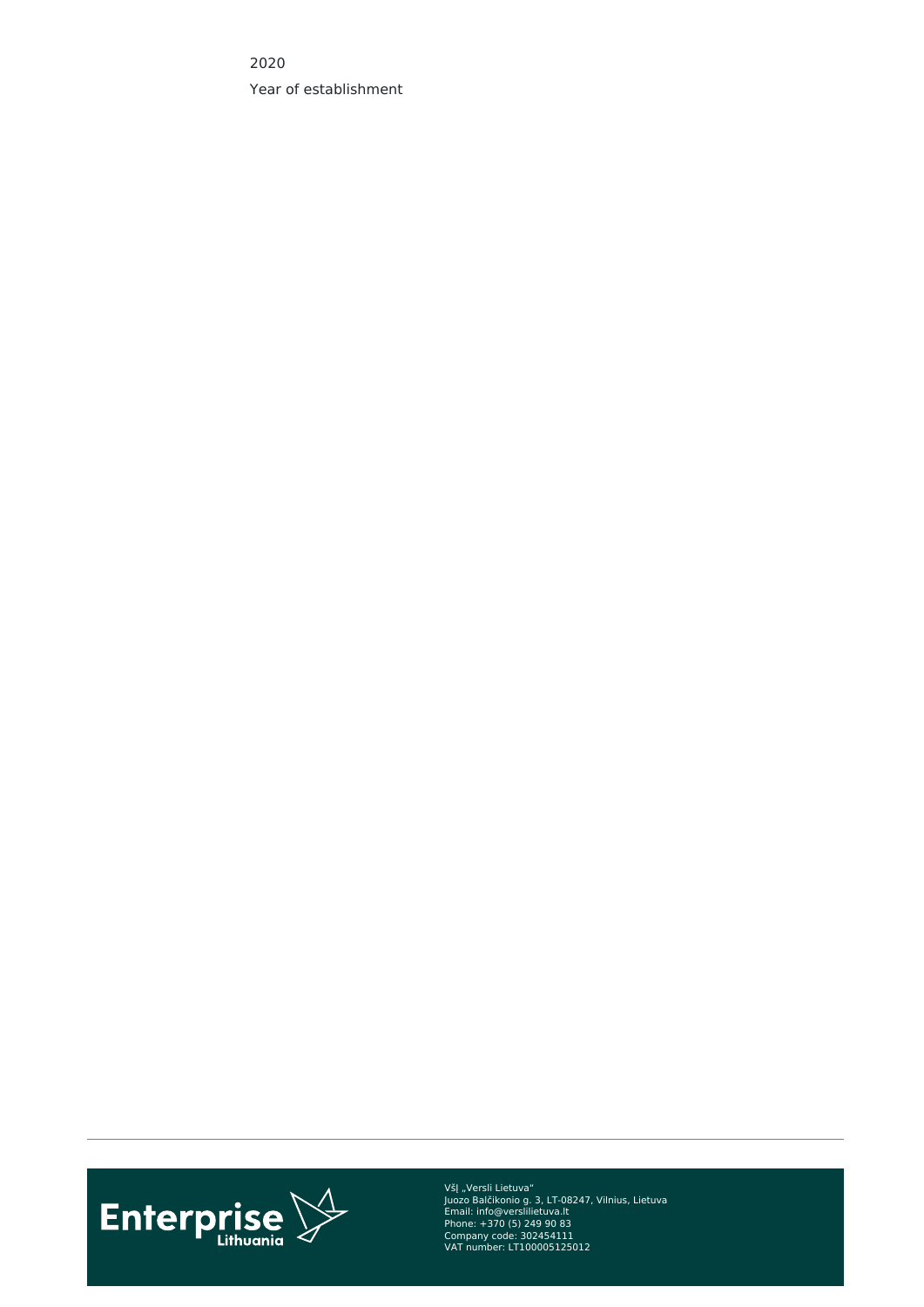2020

Year of establishment